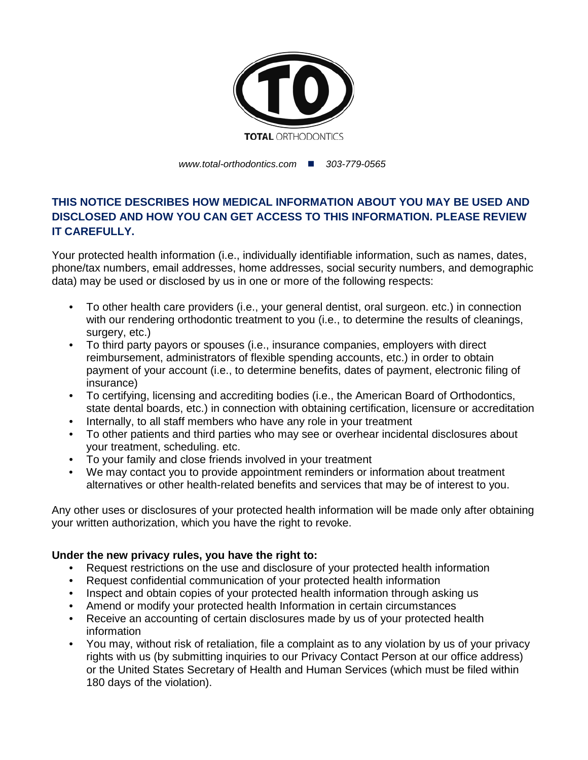**TOTAL** ORTHODONTICS

*www.total-orthodontics.com* ■ *303-779-0565*

## THIS NOTICE DESCRIBES HOW MEDICAL INFORMATION ABOUT YOU MAY BE USED AND DISCLOSED AND HOW YOU CAN GET ACCESS TO THIS INFORMATION. PLEASE REVIEW IT CAREFULLY.

Your protected health information (i.e., individually identifiable information, such as names, dates, phone/tax numbers, email addresses, home addresses, social security numbers, and demographic data) may be used or disclosed by us in one or more of the following respects:

- To other health care providers (i.e., your general dentist, oral surgeon. etc.) in connection with our rendering orthodontic treatment to you (i.e., to determine the results of cleanings, surgery, etc.)
- To third party payors or spouses (i.e., insurance companies, employers with direct reimbursement, administrators of flexible spending accounts, etc.) in order to obtain payment of your account (i.e., to determine benefits, dates of payment, electronic filing of insurance)
- To certifying, licensing and accrediting bodies (i.e., the American Board of Orthodontics, state dental boards, etc.) in connection with obtaining certification, licensure or accreditation
- Internally, to all staff members who have any role in your treatment
- To other patients and third parties who may see or overhear incidental disclosures about your treatment, scheduling. etc.
- To your family and close friends involved in your treatment
- We may contact you to provide appointment reminders or information about treatment alternatives or other health-related benefits and services that may be of interest to you.

Any other uses or disclosures of your protected health information will be made only after obtaining your written authorization, which you have the right to revoke.

**Under the new privacy rules, you have the right to:**

- Request restrictions on the use and disclosure of your protected health information
- Request confidential communication of your protected health information
- Inspect and obtain copies of your protected health information through asking us
- Amend or modify your protected health Information in certain circumstances
- Receive an accounting of certain disclosures made by us of your protected health information
- You may, without risk of retaliation, file a complaint as to any violation by us of your privacy rights with us (by submitting inquiries to our Privacy Contact Person at our office address) or the United States Secretary of Health and Human Services (which must be filed within 180 days of the violation).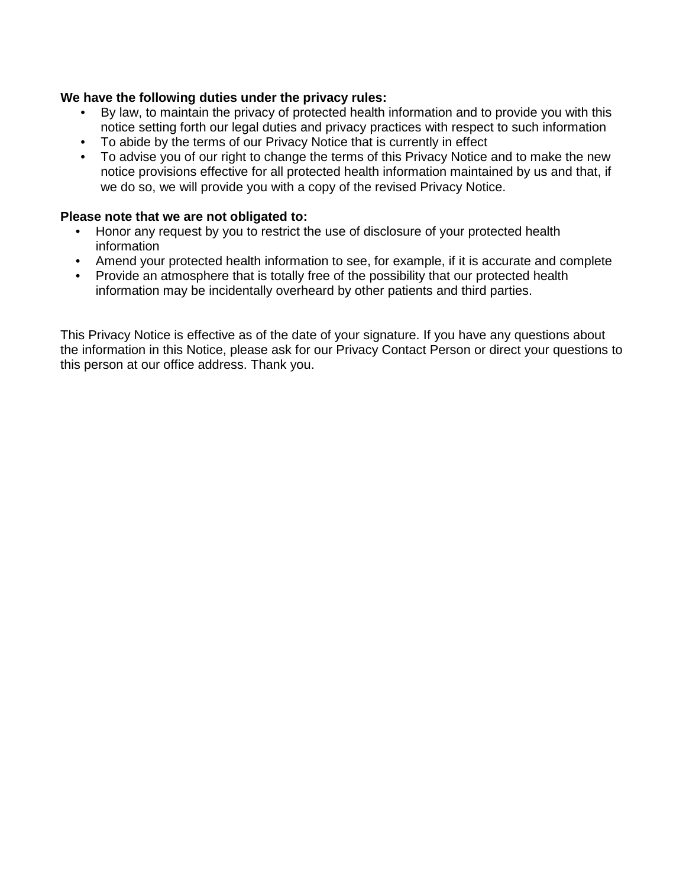**We have the following duties under the privacy rules:**

- By law, to maintain the privacy of protected health information and to provide you with this notice setting forth our legal duties and privacy practices with respect to such information
- To abide by the terms of our Privacy Notice that is currently in effect
- To advise you of our right to change the terms of this Privacy Notice and to make the new notice provisions effective for all protected health information maintained by us and that, if we do so, we will provide you with a copy of the revised Privacy Notice.

**Please note that we are not obligated to:**

- Honor any request by you to restrict the use of disclosure of your protected health information
- Amend your protected health information to see, for example, if it is accurate and complete
- Provide an atmosphere that is totally free of the possibility that our protected health information may be incidentally overheard by other patients and third parties.

This Privacy Notice is effective as of the date of your signature. If you have any questions about the information in this Notice, please ask for our Privacy Contact Person or direct your questions to this person at our office address. Thank you.